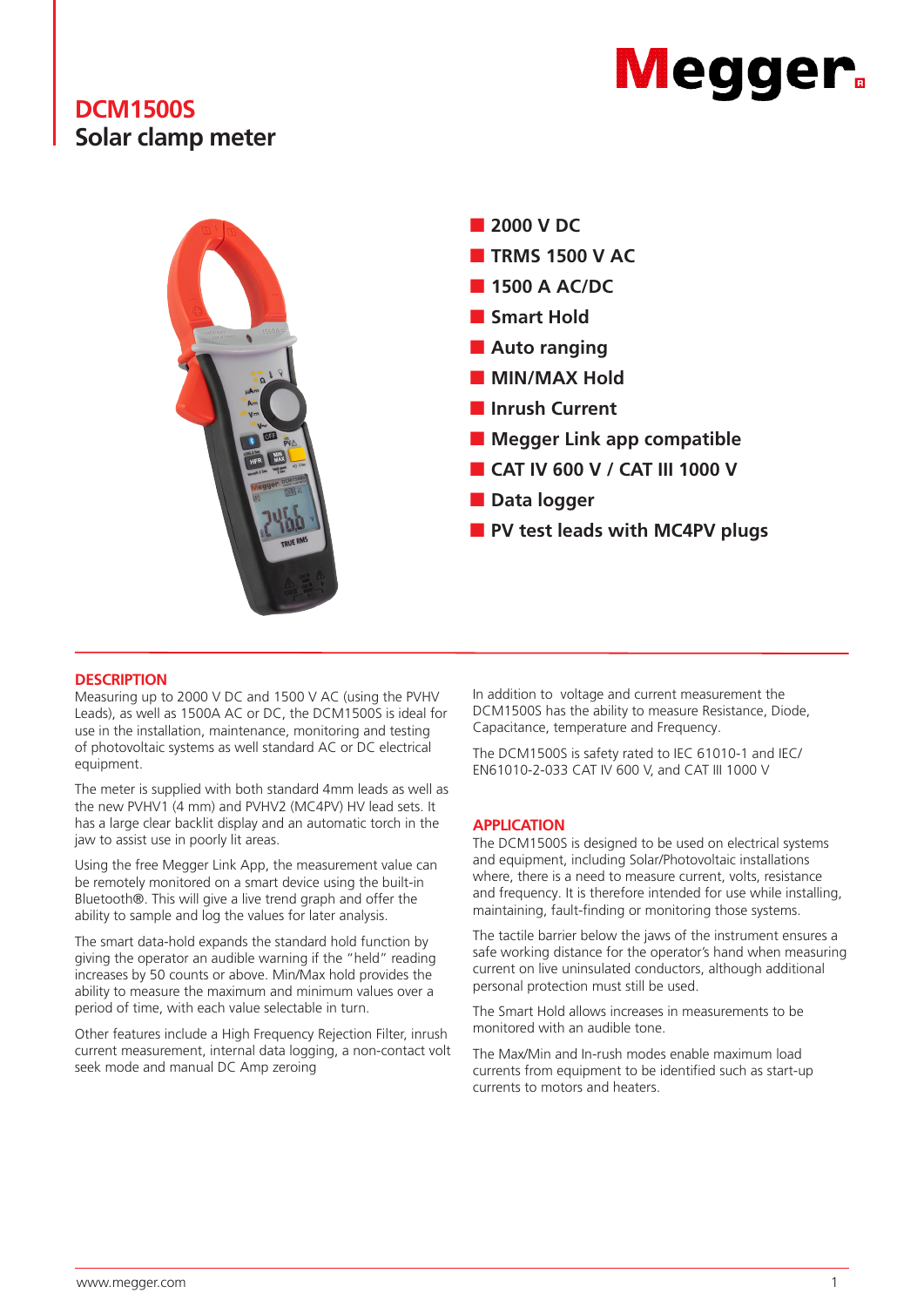# DCM1500S

## Solar clamp meter

- 2000 V DC
- TRMS 1500 V AC
- 1500 A AC/DC
- Smart Hold
- Auto ranging
- MIN/MAX Hold
- Inrush Current
- Megger Link app compatible
- CAT IV 600 V / CAT III 1000 V
- Data logger
- PV test leads with MC4PV plugs

### DESCRIPTION

Measuring up to 2000 V DC and 1500 V AC (using the PVHV Leads), as well as 1500A AC or DC, the DCM1500S is ideal for use in the installation, maintenance, monitoring and testing of photovoltaic systems as well standard AC or DC electrical equipment.

The meter is supplied with both standard 4mm leads as well as the new PVHV1 (4 mm) and PVHV2 (MC4PV) HV lead sets. It has a large clear backlit display and an automatic torch in the jaw to assist use in poorly lit areas.

Using the free Megger Link App, the measurement value can be remotely monitored on a smart device using the built-in Bluetooth®. This will give a live trend graph and offer the ability to sample and log the values for later analysis.

The smart data-hold expands the standard hold function by giving the operator an audible warning if the "held" reading increases by 50 counts or above. Min/Max hold provides the ability to measure the maximum and minimum values over a period of time, with each value selectable in turn.

Other features include a High Frequency Rejection Filter, inrush current measurement, internal data logging, a non-contact volt seek mode and manual DC Amp zeroing

In addition to voltage and current measurement the DCM1500S has the ability to measure Resistance, Diode, Capacitance, temperature and Frequency.

The DCM1500S is safety rated to IEC 61010-1 and IEC/EN61010-2-033 CAT IV 600 V, and CAT III 1000 V

### APPLICATION

The DCM1500S is designed to be used on electrical systems and equipment, including Solar/Photovoltaic installations where, there is a need to measure current, volts, resistance and frequency. It is therefore intended for use while installing, maintaining, fault-finding or monitoring those systems.

The tactile barrier below the jaws of the instrument ensures a safe working distance for the operator's hand when measuring current on live uninsulated conductors, although additional personal protection must still be used.

The Smart Hold allows increases in measurements to be monitored with an audible tone.

The Max/Min and In-rush modes enable maximum load currents from equipment to be identified such as start-up currents to motors and heaters.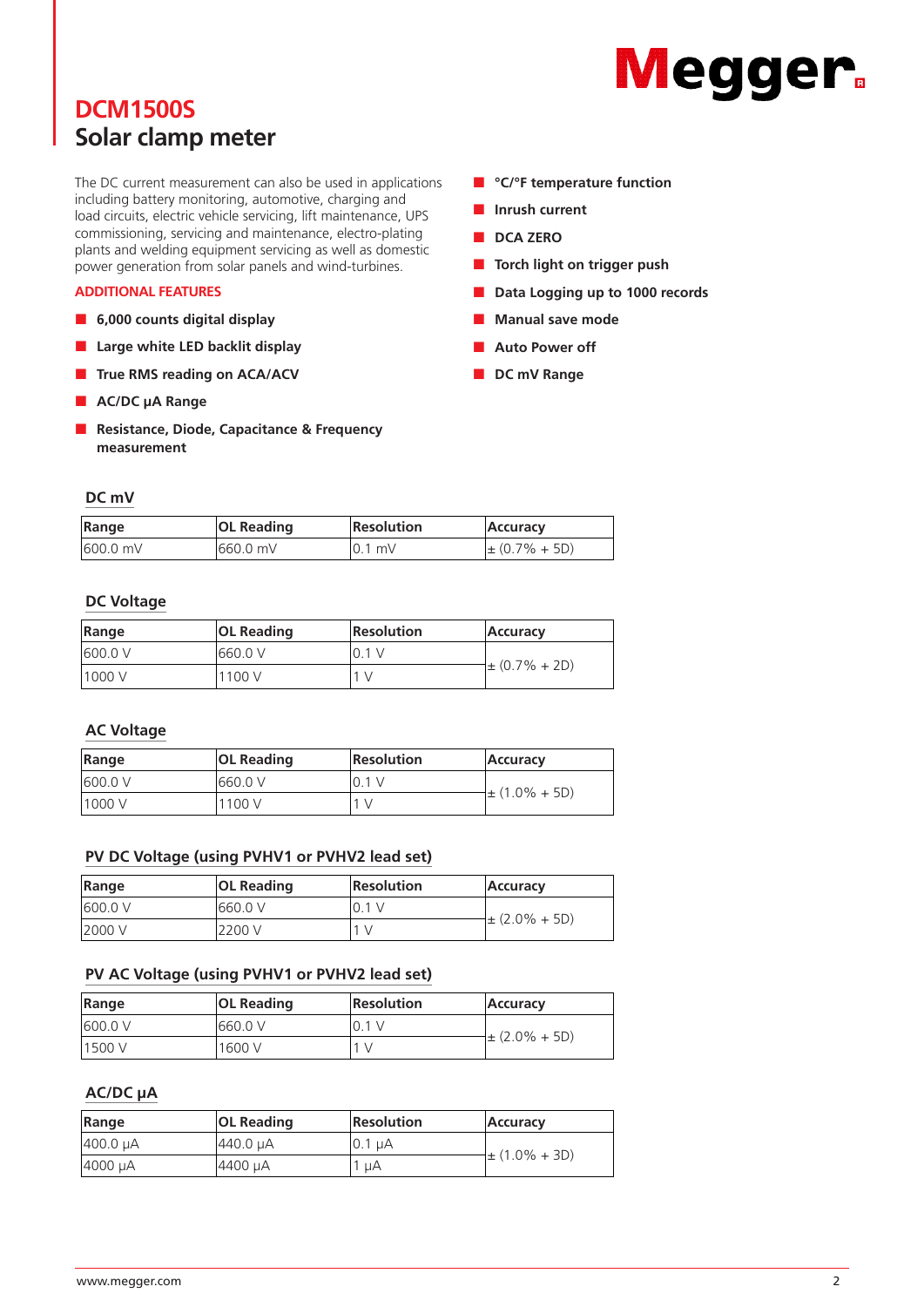# DCM1500S
## Solar clamp meter

The DC current measurement can also be used in applications including battery monitoring, automotive, charging and load circuits, electric vehicle servicing, lift maintenance, UPS commissioning, servicing and maintenance, electro-plating plants and welding equipment servicing as well as domestic power generation from solar panels and wind-turbines.

### ADDITIONAL FEATURES

- **6,000 counts digital display**
- **Large white LED backlit display**
- **True RMS reading on ACA/ACV**
- **AC/DC µA Range**
- **Resistance, Diode, Capacitance & Frequency measurement**
- **°C/°F temperature function**
- **Inrush current**
- **DCA ZERO**
- **Torch light on trigger push**
- **Data Logging up to 1000 records**
- **Manual save mode**
- **Auto Power off**
- **DC mV Range**

### DC mV

| Range | OL Reading | Resolution | Accuracy |
|---|---|---|---|
| 600.0 mV | 660.0 mV | 0.1 mV | ± (0.7% + 5D) |

### DC Voltage

| Range | OL Reading | Resolution | Accuracy |
|---|---|---|---|
| 600.0 V | 660.0 V | 0.1 V | ± (0.7% + 2D) |
| 1000 V | 1100 V | 1 V | |

### AC Voltage

| Range | OL Reading | Resolution | Accuracy |
|---|---|---|---|
| 600.0 V | 660.0 V | 0.1 V | ± (1.0% + 5D) |
| 1000 V | 1100 V | 1 V | |

### PV DC Voltage (using PVHV1 or PVHV2 lead set)

| Range | OL Reading | Resolution | Accuracy |
|---|---|---|---|
| 600.0 V | 660.0 V | 0.1 V | ± (2.0% + 5D) |
| 2000 V | 2200 V | 1 V | |

### PV AC Voltage (using PVHV1 or PVHV2 lead set)

| Range | OL Reading | Resolution | Accuracy |
|---|---|---|---|
| 600.0 V | 660.0 V | 0.1 V | ± (2.0% + 5D) |
| 1500 V | 1600 V | 1 V | |

### AC/DC µA

| Range | OL Reading | Resolution | Accuracy |
|---|---|---|---|
| 400.0 µA | 440.0 µA | 0.1 µA | ± (1.0% + 3D) |
| 4000 µA | 4400 µA | 1 µA | |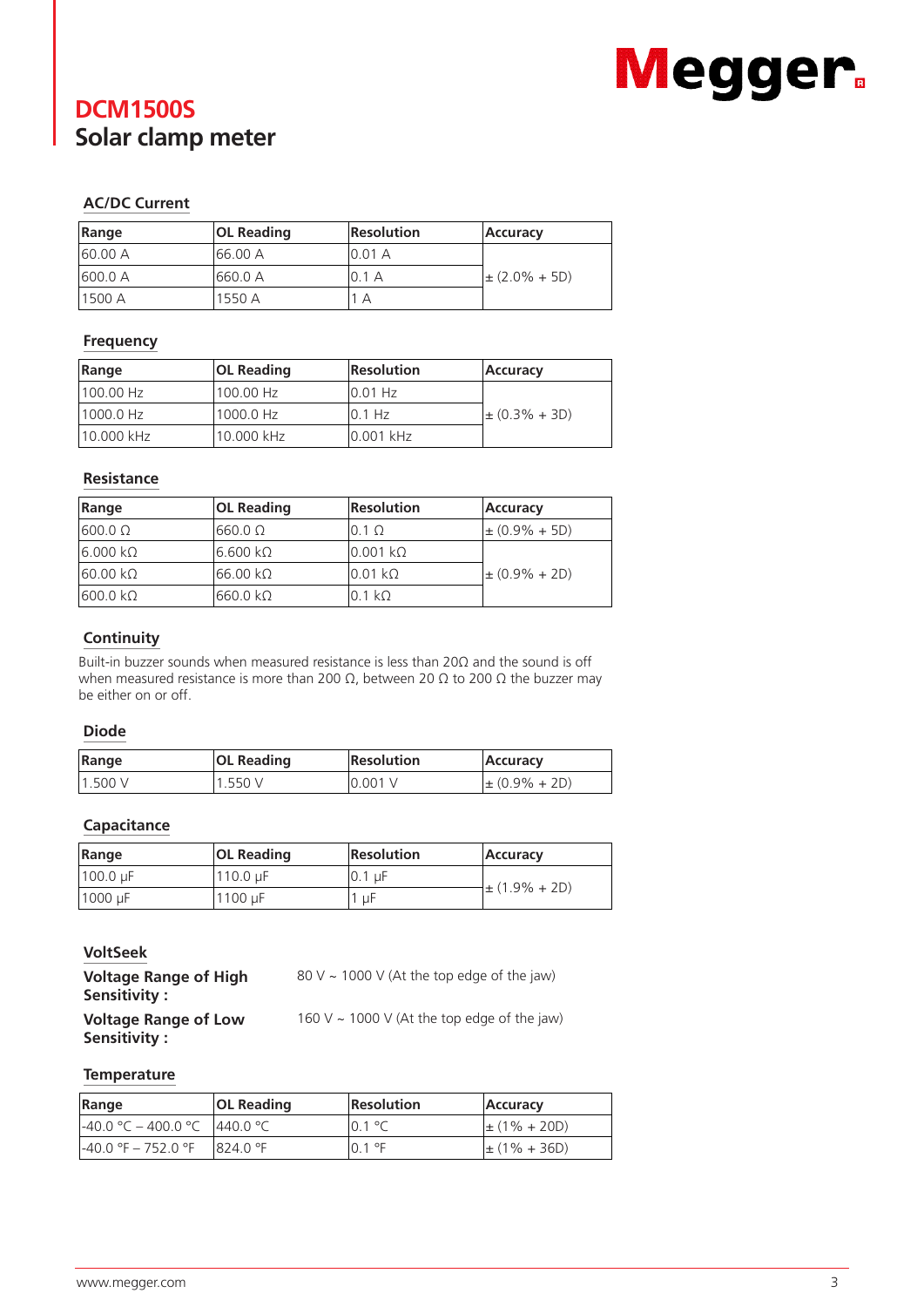# DCM1500S
## Solar clamp meter

### AC/DC Current

| Range | OL Reading | Resolution | Accuracy |
|---|---|---|---|
| 60.00 A | 66.00 A | 0.01 A | ± (2.0% + 5D) |
| 600.0 A | 660.0 A | 0.1 A | |
| 1500 A | 1550 A | 1 A | |

### Frequency

| Range | OL Reading | Resolution | Accuracy |
|---|---|---|---|
| 100.00 Hz | 100.00 Hz | 0.01 Hz | ± (0.3% + 3D) |
| 1000.0 Hz | 1000.0 Hz | 0.1 Hz | |
| 10.000 kHz | 10.000 kHz | 0.001 kHz | |

### Resistance

| Range | OL Reading | Resolution | Accuracy |
|---|---|---|---|
| 600.0 Ω | 660.0 Ω | 0.1 Ω | ± (0.9% + 5D) |
| 6.000 kΩ | 6.600 kΩ | 0.001 kΩ | ± (0.9% + 2D) |
| 60.00 kΩ | 66.00 kΩ | 0.01 kΩ | |
| 600.0 kΩ | 660.0 kΩ | 0.1 kΩ | |

### Continuity

Built-in buzzer sounds when measured resistance is less than 20Ω and the sound is off when measured resistance is more than 200 Ω, between 20 Ω to 200 Ω the buzzer may be either on or off.

### Diode

| Range | OL Reading | Resolution | Accuracy |
|---|---|---|---|
| 1.500 V | 1.550 V | 0.001 V | ± (0.9% + 2D) |

### Capacitance

| Range | OL Reading | Resolution | Accuracy |
|---|---|---|---|
| 100.0 µF | 110.0 µF | 0.1 µF | ± (1.9% + 2D) |
| 1000 µF | 1100 µF | 1 µF | |

### VoltSeek

**Voltage Range of High Sensitivity :** 80 V ~ 1000 V (At the top edge of the jaw)

**Voltage Range of Low Sensitivity :** 160 V ~ 1000 V (At the top edge of the jaw)

### Temperature

| Range | OL Reading | Resolution | Accuracy |
|---|---|---|---|
| -40.0 °C – 400.0 °C | 440.0 °C | 0.1 °C | ± (1% + 20D) |
| -40.0 °F – 752.0 °F | 824.0 °F | 0.1 °F | ± (1% + 36D) |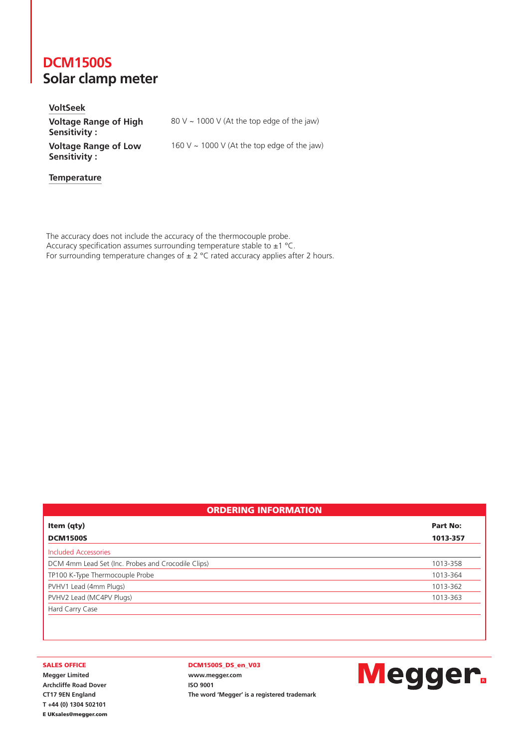# DCM1500S
## Solar clamp meter

### VoltSeek

| | |
|---|---|
| **Voltage Range of High Sensitivity :** | 80 V ~ 1000 V (At the top edge of the jaw) |
| **Voltage Range of Low Sensitivity :** | 160 V ~ 1000 V (At the top edge of the jaw) |

### Temperature

The accuracy does not include the accuracy of the thermocouple probe.
Accuracy specification assumes surrounding temperature stable to ±1 °C.
For surrounding temperature changes of ± 2 °C rated accuracy applies after 2 hours.

**ORDERING INFORMATION**

| Item (qty) | Part No: |
|---|---|
| **DCM1500S** | **1013-357** |
| Included Accessories | |
| DCM 4mm Lead Set (Inc. Probes and Crocodile Clips) | 1013-358 |
| TP100 K-Type Thermocouple Probe | 1013-364 |
| PVHV1 Lead (4mm Plugs) | 1013-362 |
| PVHV2 Lead (MC4PV Plugs) | 1013-363 |
| Hard Carry Case | |

**SALES OFFICE**
**Megger Limited**
**Archcliffe Road Dover**
**CT17 9EN England**
**T +44 (0) 1304 502101**
**E UKsales@megger.com**

**DCM1500S_DS_en_V03**
**www.megger.com**
**ISO 9001**
**The word 'Megger' is a registered trademark**

Megger.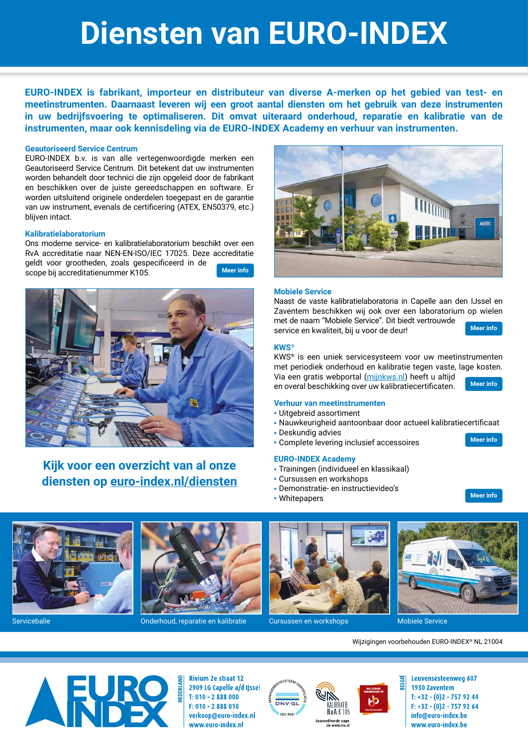# Diensten van EURO-INDEX

**EURO-INDEX is fabrikant, importeur en distributeur van diverse A-merken op het gebied van test- en meetinstrumenten. Daarnaast leveren wij een groot aantal diensten om het gebruik van deze instrumenten in uw bedrijfsvoering te optimaliseren. Dit omvat uiteraard onderhoud, reparatie en kalibratie van de instrumenten, maar ook kennisdeling via de EURO-INDEX Academy en verhuur van instrumenten.**

### Geautoriseerd Service Centrum

EURO-INDEX b.v. is van alle vertegenwoordigde merken een Geautoriseerd Service Centrum. Dit betekent dat uw instrumenten worden behandelt door technici die zijn opgeleid door de fabrikant en beschikken over de juiste gereedschappen en software. Er worden uitsluitend originele onderdelen toegepast en de garantie van uw instrument, evenals de certificering (ATEX, EN50379, etc.) blijven intact.

### Kalibratielaboratorium

Ons moderne service- en kalibratielaboratorium beschikt over een RvA accreditatie naar NEN-EN-ISO/IEC 17025. Deze accreditatie geldt voor grootheden, zoals gespecificeerd in de scope bij accreditatienummer K105.

Meer info

### Mobiele Service

Naast de vaste kalibratielaboratoria in Capelle aan den IJssel en Zaventem beschikken wij ook over een laboratorium op wielen met de naam "Mobiele Service". Dit biedt vertrouwde service en kwaliteit, bij u voor de deur!

Meer info

### KWS®

KWS® is een uniek servicesysteem voor uw meetinstrumenten met periodiek onderhoud en kalibratie tegen vaste, lage kosten. Via een gratis webportal (mijnkws.nl) heeft u altijd en overal beschikking over uw kalibratiecertificaten.

Meer info

### Verhuur van meetinstrumenten

- Uitgebreid assortiment
- Nauwkeurigheid aantoonbaar door actueel kalibratiecertificaat
- Deskundig advies
- Complete levering inclusief accessoires

Meer info

### EURO-INDEX Academy

- Trainingen (individueel en klassikaal)
- Cursussen en workshops
- Demonstratie- en instructievideo's
- Whitepapers

Meer info

**Kijk voor een overzicht van al onze diensten op euro-index.nl/diensten**

Servicebalie

Onderhoud, reparatie en kalibratie

Cursussen en workshops

Mobiele Service

Wijzigingen voorbehouden EURO-INDEX® NL 21004

**NEDERLAND**
Rivium 2e straat 12
2909 LG Capelle a/d IJssel
T: 010 - 2 888 000
F: 010 - 2 888 010
verkoop@euro-index.nl
www.euro-index.nl

ISO 9001 — RvA Kalibratie K 105 — Geaccrediteerde scope zie www.rva.nl

**BELGIË**
Leuvensesteenweg 607
1930 Zaventem
T: +32 - (0)2 - 757 92 44
F: +32 - (0)2 - 757 92 64
info@euro-index.be
www.euro-index.be